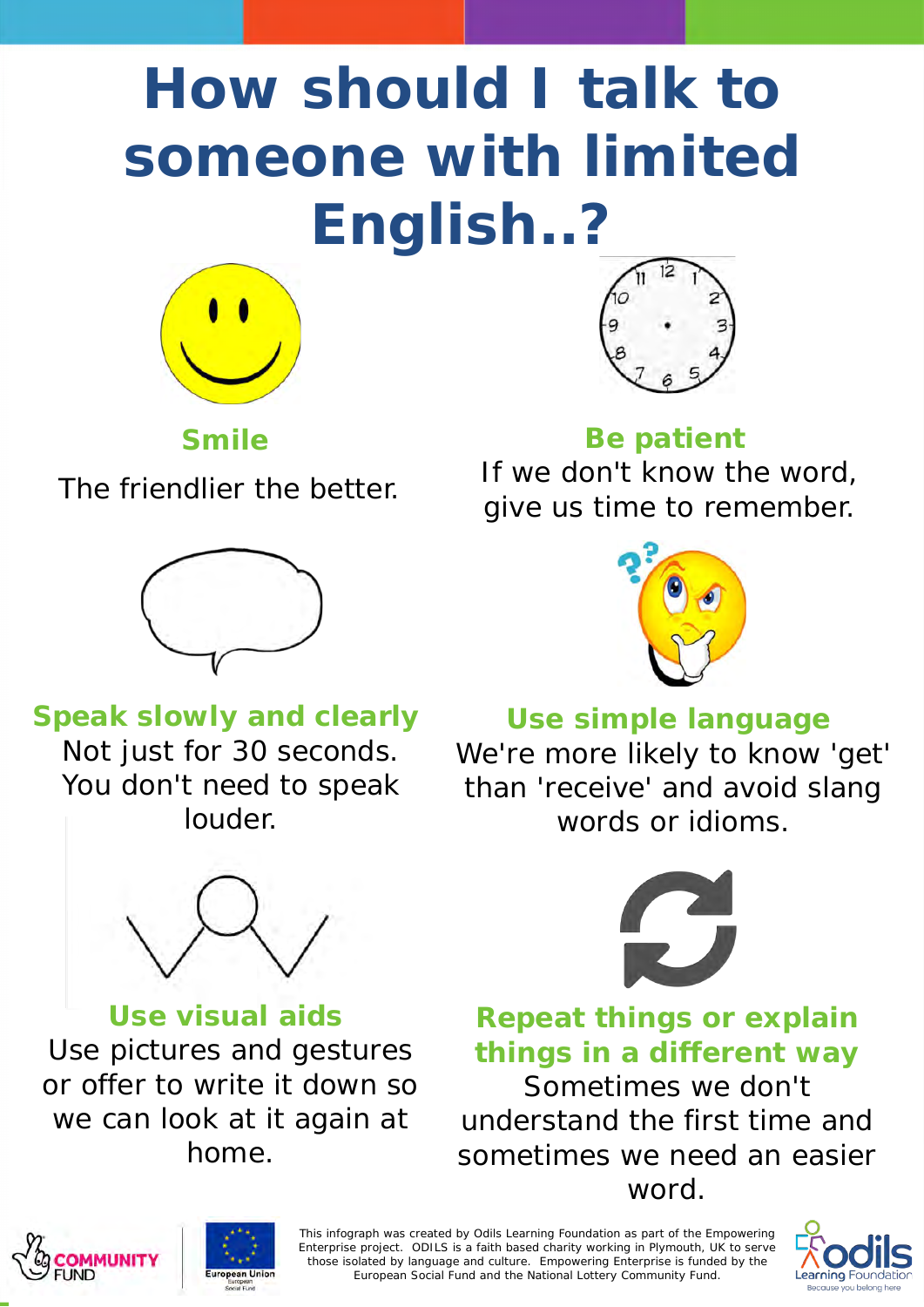# How should I talk to someone with limited English..?

## Smile

The friendlier the better.

## Be patient

If we don't know the word, give us time to remember.

## Speak slowly and clearly

Not just for 30 seconds. You don't need to speak louder.

## Use simple language

We're more likely to know 'get' than 'receive' and avoid slang words or idioms.

## Use visual aids

Use pictures and gestures or offer to write it down so we can look at it again at home.

## Repeat things or explain things in a different way

Sometimes we don't understand the first time and sometimes we need an easier word.

COMMUNITY FUND

European Union European Social Fund

This infograph was created by Odils Learning Foundation as part of the Empowering Enterprise project. ODILS is a faith based charity working in Plymouth, UK to serve those isolated by language and culture. Empowering Enterprise is funded by the European Social Fund and the National Lottery Community Fund.

odils Learning Foundation — Because you belong here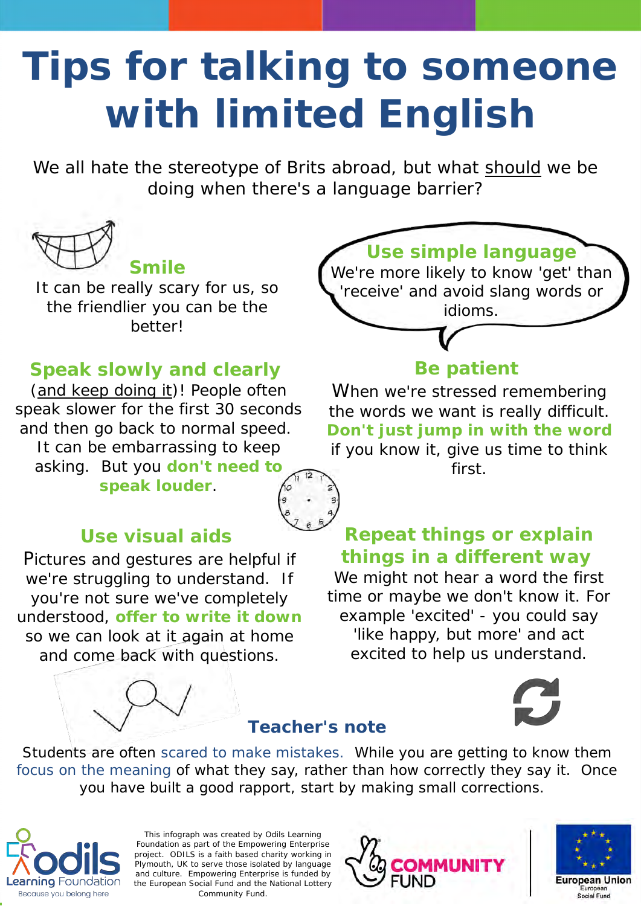# Tips for talking to someone with limited English

We all hate the stereotype of Brits abroad, but what should we be doing when there's a language barrier?

## Smile

It can be really scary for us, so the friendlier you can be the better!

## Use simple language

We're more likely to know 'get' than 'receive' and avoid slang words or idioms.

## Speak slowly and clearly

(and keep doing it)! People often speak slower for the first 30 seconds and then go back to normal speed. It can be embarrassing to keep asking. But you **don't need to speak louder**.

## Be patient

When we're stressed remembering the words we want is really difficult. **Don't just jump in with the word** if you know it, give us time to think first.

## Use visual aids

Pictures and gestures are helpful if we're struggling to understand. If you're not sure we've completely understood, **offer to write it down** so we can look at it again at home and come back with questions.

## Repeat things or explain things in a different way

We might not hear a word the first time or maybe we don't know it. For example 'excited' - you could say 'like happy, but more' and act excited to help us understand.

## Teacher's note

Students are often scared to make mistakes. While you are getting to know them focus on the meaning of what they say, rather than how correctly they say it. Once you have built a good rapport, start by making small corrections.

Odils Learning Foundation — Because you belong here

This infograph was created by Odils Learning Foundation as part of the Empowering Enterprise project. ODILS is a faith based charity working in Plymouth, UK to serve those isolated by language and culture. Empowering Enterprise is funded by the European Social Fund and the National Lottery Community Fund.

COMMUNITY FUND

European Union — European Social Fund